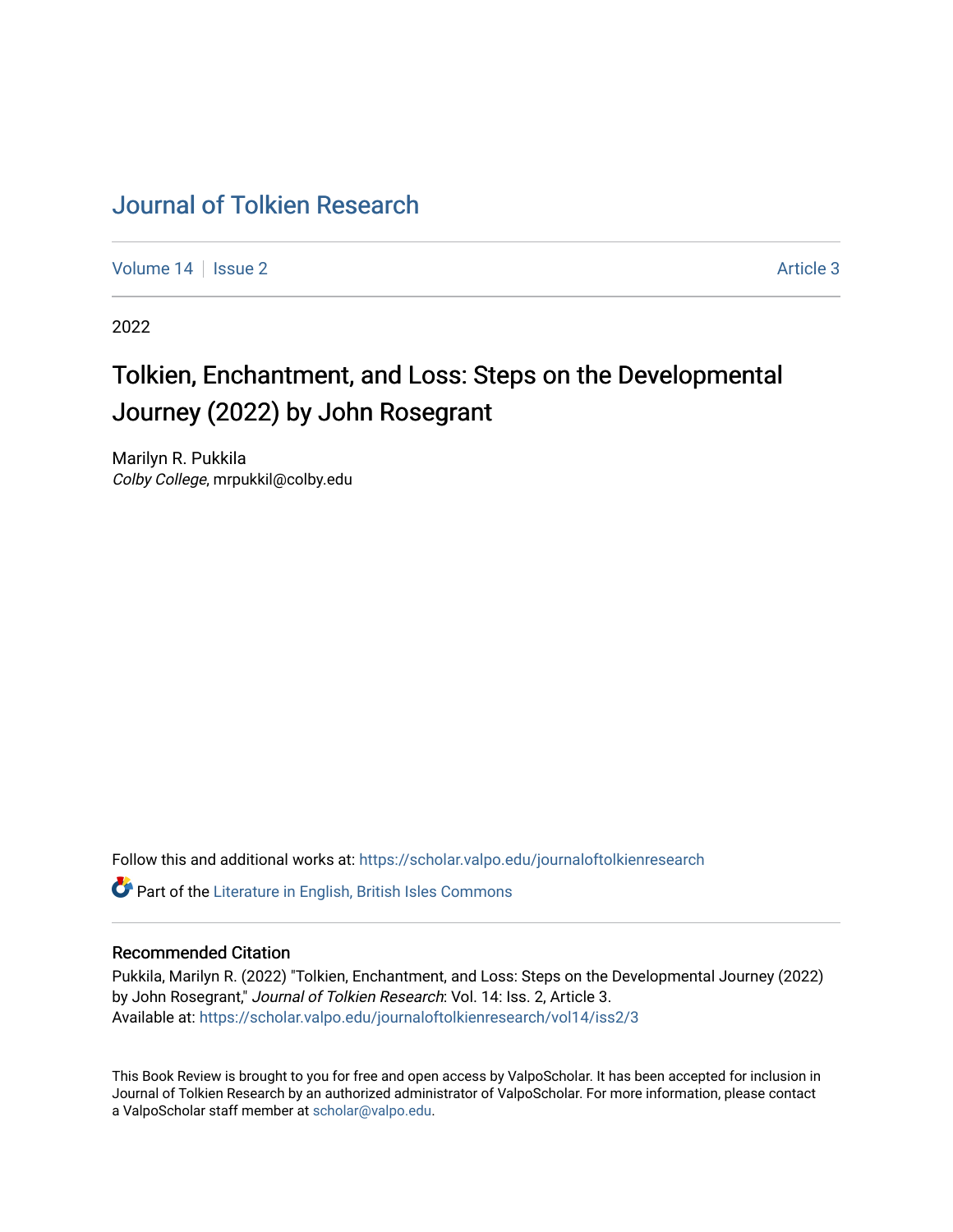# Journal of Tolkien Research

Volume 14 | Issue 2 | Article 3

2022

## Tolkien, Enchantment, and Loss: Steps on the Developmental Journey (2022) by John Rosegrant

Marilyn R. Pukkila
*Colby College*, mrpukkil@colby.edu

Follow this and additional works at: https://scholar.valpo.edu/journaloftolkienresearch

Part of the Literature in English, British Isles Commons

### Recommended Citation

Pukkila, Marilyn R. (2022) "Tolkien, Enchantment, and Loss: Steps on the Developmental Journey (2022) by John Rosegrant," *Journal of Tolkien Research*: Vol. 14: Iss. 2, Article 3.
Available at: https://scholar.valpo.edu/journaloftolkienresearch/vol14/iss2/3

This Book Review is brought to you for free and open access by ValpoScholar. It has been accepted for inclusion in Journal of Tolkien Research by an authorized administrator of ValpoScholar. For more information, please contact a ValpoScholar staff member at scholar@valpo.edu.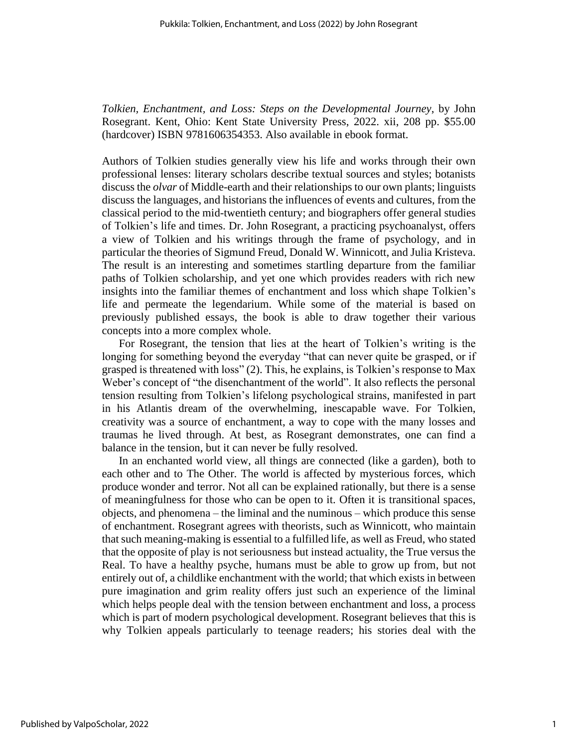*Tolkien, Enchantment, and Loss: Steps on the Developmental Journey*, by John Rosegrant. Kent, Ohio: Kent State University Press, 2022. xii, 208 pp. $55.00 (hardcover) ISBN 9781606354353. Also available in ebook format.

Authors of Tolkien studies generally view his life and works through their own professional lenses: literary scholars describe textual sources and styles; botanists discuss the *olvar* of Middle-earth and their relationships to our own plants; linguists discuss the languages, and historians the influences of events and cultures, from the classical period to the mid-twentieth century; and biographers offer general studies of Tolkien's life and times. Dr. John Rosegrant, a practicing psychoanalyst, offers a view of Tolkien and his writings through the frame of psychology, and in particular the theories of Sigmund Freud, Donald W. Winnicott, and Julia Kristeva. The result is an interesting and sometimes startling departure from the familiar paths of Tolkien scholarship, and yet one which provides readers with rich new insights into the familiar themes of enchantment and loss which shape Tolkien's life and permeate the legendarium. While some of the material is based on previously published essays, the book is able to draw together their various concepts into a more complex whole.

For Rosegrant, the tension that lies at the heart of Tolkien's writing is the longing for something beyond the everyday "that can never quite be grasped, or if grasped is threatened with loss" (2). This, he explains, is Tolkien's response to Max Weber's concept of "the disenchantment of the world". It also reflects the personal tension resulting from Tolkien's lifelong psychological strains, manifested in part in his Atlantis dream of the overwhelming, inescapable wave. For Tolkien, creativity was a source of enchantment, a way to cope with the many losses and traumas he lived through. At best, as Rosegrant demonstrates, one can find a balance in the tension, but it can never be fully resolved.

In an enchanted world view, all things are connected (like a garden), both to each other and to The Other. The world is affected by mysterious forces, which produce wonder and terror. Not all can be explained rationally, but there is a sense of meaningfulness for those who can be open to it. Often it is transitional spaces, objects, and phenomena – the liminal and the numinous – which produce this sense of enchantment. Rosegrant agrees with theorists, such as Winnicott, who maintain that such meaning-making is essential to a fulfilled life, as well as Freud, who stated that the opposite of play is not seriousness but instead actuality, the True versus the Real. To have a healthy psyche, humans must be able to grow up from, but not entirely out of, a childlike enchantment with the world; that which exists in between pure imagination and grim reality offers just such an experience of the liminal which helps people deal with the tension between enchantment and loss, a process which is part of modern psychological development. Rosegrant believes that this is why Tolkien appeals particularly to teenage readers; his stories deal with the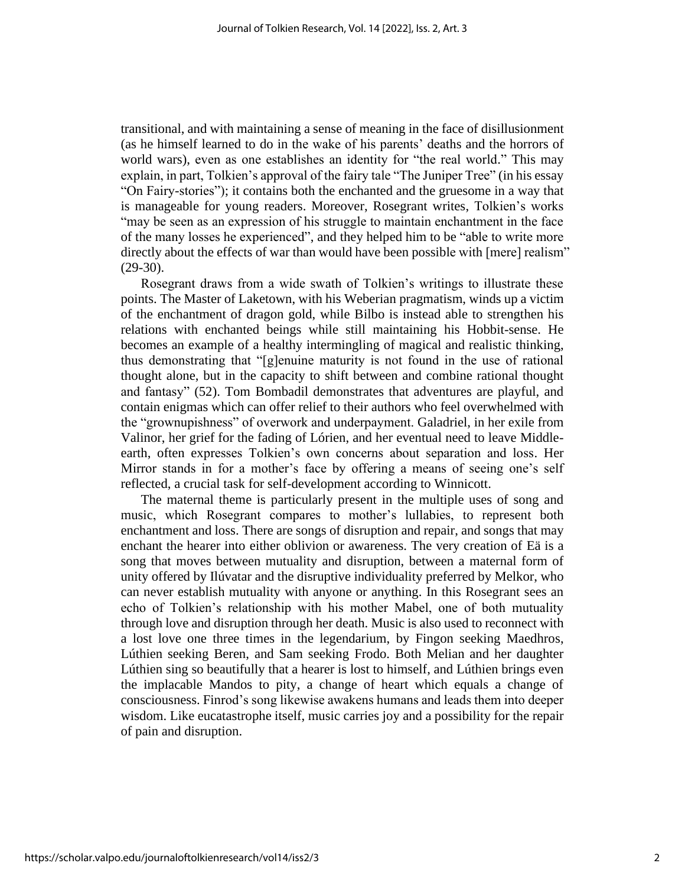transitional, and with maintaining a sense of meaning in the face of disillusionment (as he himself learned to do in the wake of his parents' deaths and the horrors of world wars), even as one establishes an identity for "the real world." This may explain, in part, Tolkien's approval of the fairy tale "The Juniper Tree" (in his essay "On Fairy-stories"); it contains both the enchanted and the gruesome in a way that is manageable for young readers. Moreover, Rosegrant writes, Tolkien's works "may be seen as an expression of his struggle to maintain enchantment in the face of the many losses he experienced", and they helped him to be "able to write more directly about the effects of war than would have been possible with [mere] realism" (29-30).

Rosegrant draws from a wide swath of Tolkien's writings to illustrate these points. The Master of Laketown, with his Weberian pragmatism, winds up a victim of the enchantment of dragon gold, while Bilbo is instead able to strengthen his relations with enchanted beings while still maintaining his Hobbit-sense. He becomes an example of a healthy intermingling of magical and realistic thinking, thus demonstrating that "[g]enuine maturity is not found in the use of rational thought alone, but in the capacity to shift between and combine rational thought and fantasy" (52). Tom Bombadil demonstrates that adventures are playful, and contain enigmas which can offer relief to their authors who feel overwhelmed with the "grownupishness" of overwork and underpayment. Galadriel, in her exile from Valinor, her grief for the fading of Lórien, and her eventual need to leave Middle-earth, often expresses Tolkien's own concerns about separation and loss. Her Mirror stands in for a mother's face by offering a means of seeing one's self reflected, a crucial task for self-development according to Winnicott.

The maternal theme is particularly present in the multiple uses of song and music, which Rosegrant compares to mother's lullabies, to represent both enchantment and loss. There are songs of disruption and repair, and songs that may enchant the hearer into either oblivion or awareness. The very creation of Eä is a song that moves between mutuality and disruption, between a maternal form of unity offered by Ilúvatar and the disruptive individuality preferred by Melkor, who can never establish mutuality with anyone or anything. In this Rosegrant sees an echo of Tolkien's relationship with his mother Mabel, one of both mutuality through love and disruption through her death. Music is also used to reconnect with a lost love one three times in the legendarium, by Fingon seeking Maedhros, Lúthien seeking Beren, and Sam seeking Frodo. Both Melian and her daughter Lúthien sing so beautifully that a hearer is lost to himself, and Lúthien brings even the implacable Mandos to pity, a change of heart which equals a change of consciousness. Finrod's song likewise awakens humans and leads them into deeper wisdom. Like eucatastrophe itself, music carries joy and a possibility for the repair of pain and disruption.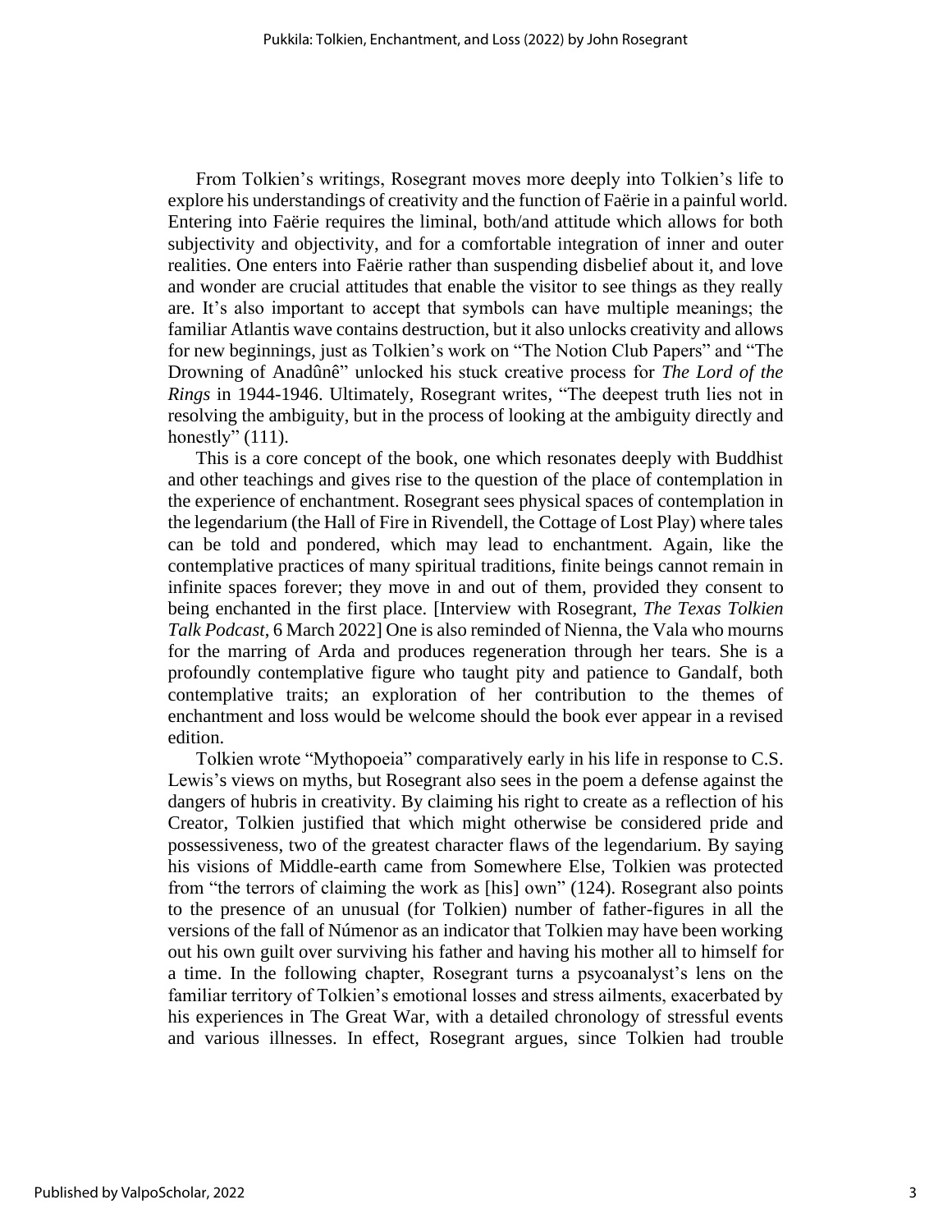From Tolkien's writings, Rosegrant moves more deeply into Tolkien's life to explore his understandings of creativity and the function of Faërie in a painful world. Entering into Faërie requires the liminal, both/and attitude which allows for both subjectivity and objectivity, and for a comfortable integration of inner and outer realities. One enters into Faërie rather than suspending disbelief about it, and love and wonder are crucial attitudes that enable the visitor to see things as they really are. It's also important to accept that symbols can have multiple meanings; the familiar Atlantis wave contains destruction, but it also unlocks creativity and allows for new beginnings, just as Tolkien's work on "The Notion Club Papers" and "The Drowning of Anadûnê" unlocked his stuck creative process for *The Lord of the Rings* in 1944-1946. Ultimately, Rosegrant writes, "The deepest truth lies not in resolving the ambiguity, but in the process of looking at the ambiguity directly and honestly" (111).

This is a core concept of the book, one which resonates deeply with Buddhist and other teachings and gives rise to the question of the place of contemplation in the experience of enchantment. Rosegrant sees physical spaces of contemplation in the legendarium (the Hall of Fire in Rivendell, the Cottage of Lost Play) where tales can be told and pondered, which may lead to enchantment. Again, like the contemplative practices of many spiritual traditions, finite beings cannot remain in infinite spaces forever; they move in and out of them, provided they consent to being enchanted in the first place. [Interview with Rosegrant, *The Texas Tolkien Talk Podcast*, 6 March 2022] One is also reminded of Nienna, the Vala who mourns for the marring of Arda and produces regeneration through her tears. She is a profoundly contemplative figure who taught pity and patience to Gandalf, both contemplative traits; an exploration of her contribution to the themes of enchantment and loss would be welcome should the book ever appear in a revised edition.

Tolkien wrote "Mythopoeia" comparatively early in his life in response to C.S. Lewis's views on myths, but Rosegrant also sees in the poem a defense against the dangers of hubris in creativity. By claiming his right to create as a reflection of his Creator, Tolkien justified that which might otherwise be considered pride and possessiveness, two of the greatest character flaws of the legendarium. By saying his visions of Middle-earth came from Somewhere Else, Tolkien was protected from "the terrors of claiming the work as [his] own" (124). Rosegrant also points to the presence of an unusual (for Tolkien) number of father-figures in all the versions of the fall of Númenor as an indicator that Tolkien may have been working out his own guilt over surviving his father and having his mother all to himself for a time. In the following chapter, Rosegrant turns a psycoanalyst's lens on the familiar territory of Tolkien's emotional losses and stress ailments, exacerbated by his experiences in The Great War, with a detailed chronology of stressful events and various illnesses. In effect, Rosegrant argues, since Tolkien had trouble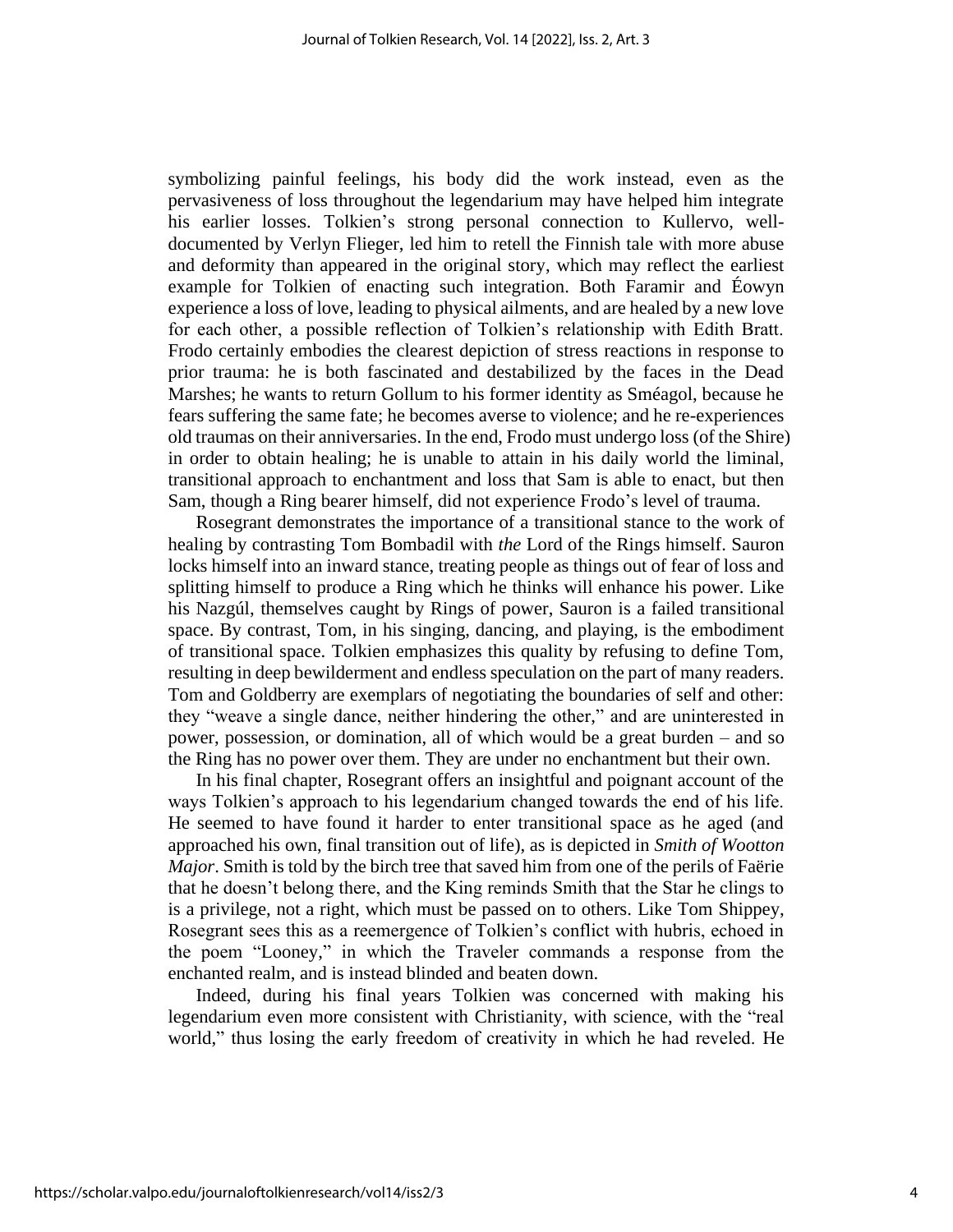symbolizing painful feelings, his body did the work instead, even as the pervasiveness of loss throughout the legendarium may have helped him integrate his earlier losses. Tolkien's strong personal connection to Kullervo, well-documented by Verlyn Flieger, led him to retell the Finnish tale with more abuse and deformity than appeared in the original story, which may reflect the earliest example for Tolkien of enacting such integration. Both Faramir and Éowyn experience a loss of love, leading to physical ailments, and are healed by a new love for each other, a possible reflection of Tolkien's relationship with Edith Bratt. Frodo certainly embodies the clearest depiction of stress reactions in response to prior trauma: he is both fascinated and destabilized by the faces in the Dead Marshes; he wants to return Gollum to his former identity as Sméagol, because he fears suffering the same fate; he becomes averse to violence; and he re-experiences old traumas on their anniversaries. In the end, Frodo must undergo loss (of the Shire) in order to obtain healing; he is unable to attain in his daily world the liminal, transitional approach to enchantment and loss that Sam is able to enact, but then Sam, though a Ring bearer himself, did not experience Frodo's level of trauma.

Rosegrant demonstrates the importance of a transitional stance to the work of healing by contrasting Tom Bombadil with *the* Lord of the Rings himself. Sauron locks himself into an inward stance, treating people as things out of fear of loss and splitting himself to produce a Ring which he thinks will enhance his power. Like his Nazgúl, themselves caught by Rings of power, Sauron is a failed transitional space. By contrast, Tom, in his singing, dancing, and playing, is the embodiment of transitional space. Tolkien emphasizes this quality by refusing to define Tom, resulting in deep bewilderment and endless speculation on the part of many readers. Tom and Goldberry are exemplars of negotiating the boundaries of self and other: they "weave a single dance, neither hindering the other," and are uninterested in power, possession, or domination, all of which would be a great burden – and so the Ring has no power over them. They are under no enchantment but their own.

In his final chapter, Rosegrant offers an insightful and poignant account of the ways Tolkien's approach to his legendarium changed towards the end of his life. He seemed to have found it harder to enter transitional space as he aged (and approached his own, final transition out of life), as is depicted in *Smith of Wootton Major*. Smith is told by the birch tree that saved him from one of the perils of Faërie that he doesn't belong there, and the King reminds Smith that the Star he clings to is a privilege, not a right, which must be passed on to others. Like Tom Shippey, Rosegrant sees this as a reemergence of Tolkien's conflict with hubris, echoed in the poem "Looney," in which the Traveler commands a response from the enchanted realm, and is instead blinded and beaten down.

Indeed, during his final years Tolkien was concerned with making his legendarium even more consistent with Christianity, with science, with the "real world," thus losing the early freedom of creativity in which he had reveled. He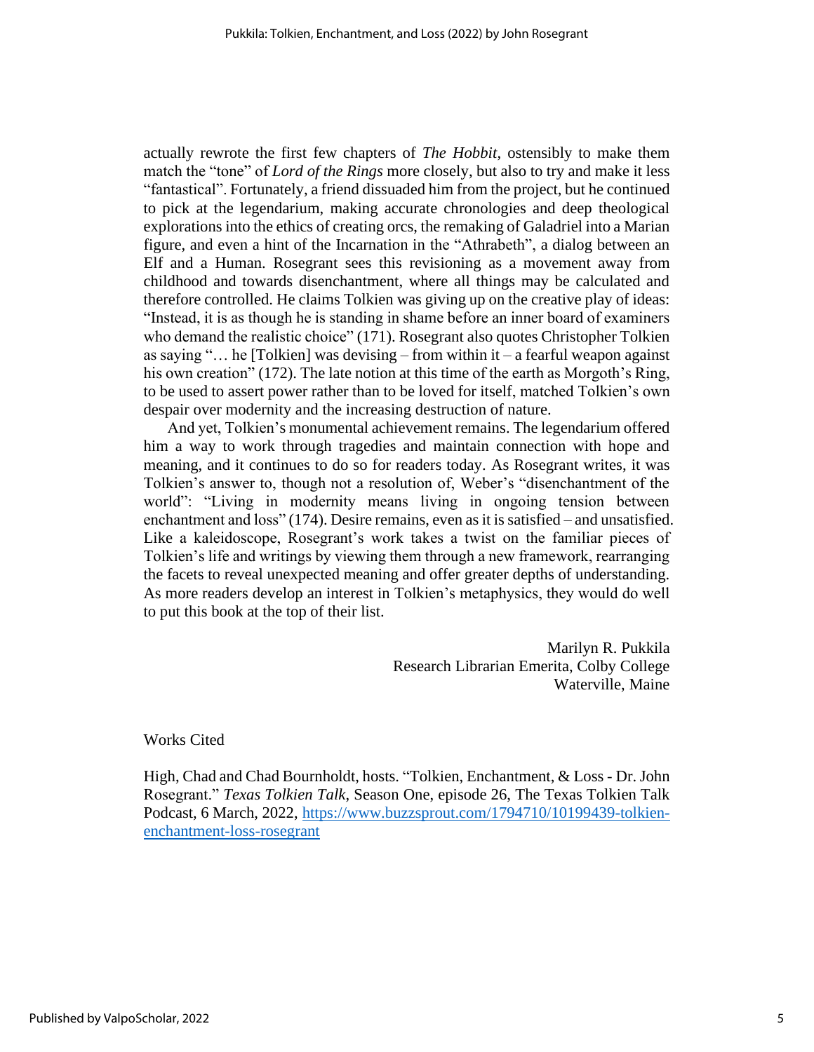actually rewrote the first few chapters of *The Hobbit*, ostensibly to make them match the "tone" of *Lord of the Rings* more closely, but also to try and make it less "fantastical". Fortunately, a friend dissuaded him from the project, but he continued to pick at the legendarium, making accurate chronologies and deep theological explorations into the ethics of creating orcs, the remaking of Galadriel into a Marian figure, and even a hint of the Incarnation in the "Athrabeth", a dialog between an Elf and a Human. Rosegrant sees this revisioning as a movement away from childhood and towards disenchantment, where all things may be calculated and therefore controlled. He claims Tolkien was giving up on the creative play of ideas: "Instead, it is as though he is standing in shame before an inner board of examiners who demand the realistic choice" (171). Rosegrant also quotes Christopher Tolkien as saying "… he [Tolkien] was devising – from within it – a fearful weapon against his own creation" (172). The late notion at this time of the earth as Morgoth's Ring, to be used to assert power rather than to be loved for itself, matched Tolkien's own despair over modernity and the increasing destruction of nature.

And yet, Tolkien's monumental achievement remains. The legendarium offered him a way to work through tragedies and maintain connection with hope and meaning, and it continues to do so for readers today. As Rosegrant writes, it was Tolkien's answer to, though not a resolution of, Weber's "disenchantment of the world": "Living in modernity means living in ongoing tension between enchantment and loss" (174). Desire remains, even as it is satisfied – and unsatisfied. Like a kaleidoscope, Rosegrant's work takes a twist on the familiar pieces of Tolkien's life and writings by viewing them through a new framework, rearranging the facets to reveal unexpected meaning and offer greater depths of understanding. As more readers develop an interest in Tolkien's metaphysics, they would do well to put this book at the top of their list.

Marilyn R. Pukkila
Research Librarian Emerita, Colby College
Waterville, Maine

Works Cited

High, Chad and Chad Bournholdt, hosts. "Tolkien, Enchantment, & Loss - Dr. John Rosegrant." *Texas Tolkien Talk*, Season One, episode 26, The Texas Tolkien Talk Podcast, 6 March, 2022, https://www.buzzsprout.com/1794710/10199439-tolkien-enchantment-loss-rosegrant